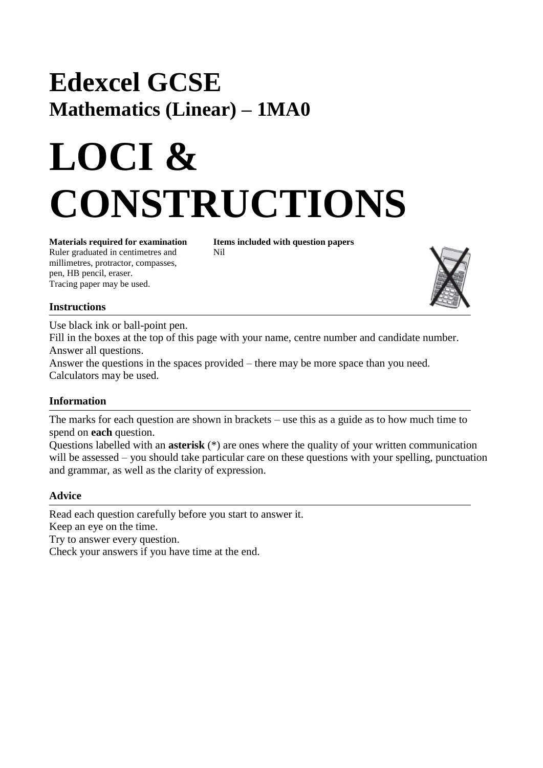# Edexcel GCSE

## Mathematics (Linear) – 1MA0

# LOCI & CONSTRUCTIONS

**Materials required for examination**
Ruler graduated in centimetres and millimetres, protractor, compasses, pen, HB pencil, eraser.
Tracing paper may be used.

**Items included with question papers**
Nil

### Instructions

Use black ink or ball-point pen.
Fill in the boxes at the top of this page with your name, centre number and candidate number.
Answer all questions.
Answer the questions in the spaces provided – there may be more space than you need.
Calculators may be used.

### Information

The marks for each question are shown in brackets – use this as a guide as to how much time to spend on **each** question.
Questions labelled with an **asterisk** (*) are ones where the quality of your written communication will be assessed – you should take particular care on these questions with your spelling, punctuation and grammar, as well as the clarity of expression.

### Advice

Read each question carefully before you start to answer it.
Keep an eye on the time.
Try to answer every question.
Check your answers if you have time at the end.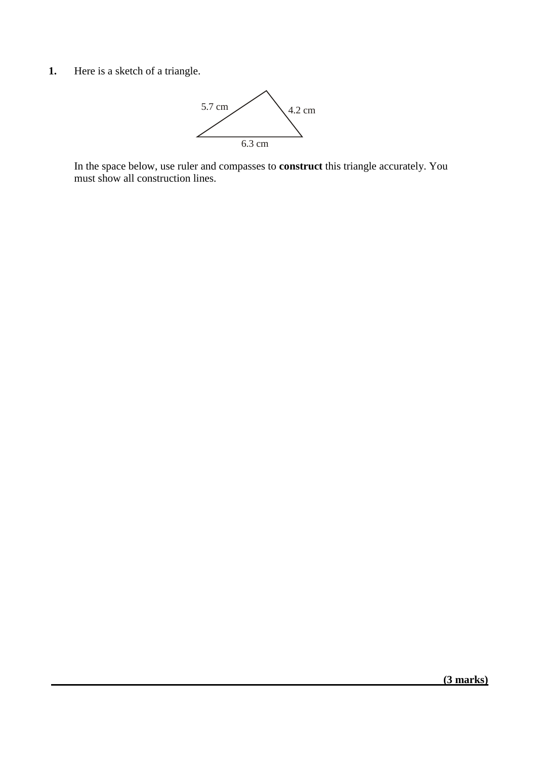**1.** Here is a sketch of a triangle.

5.7 cm

4.2 cm

6.3 cm

In the space below, use ruler and compasses to **construct** this triangle accurately. You must show all construction lines.

**(3 marks)**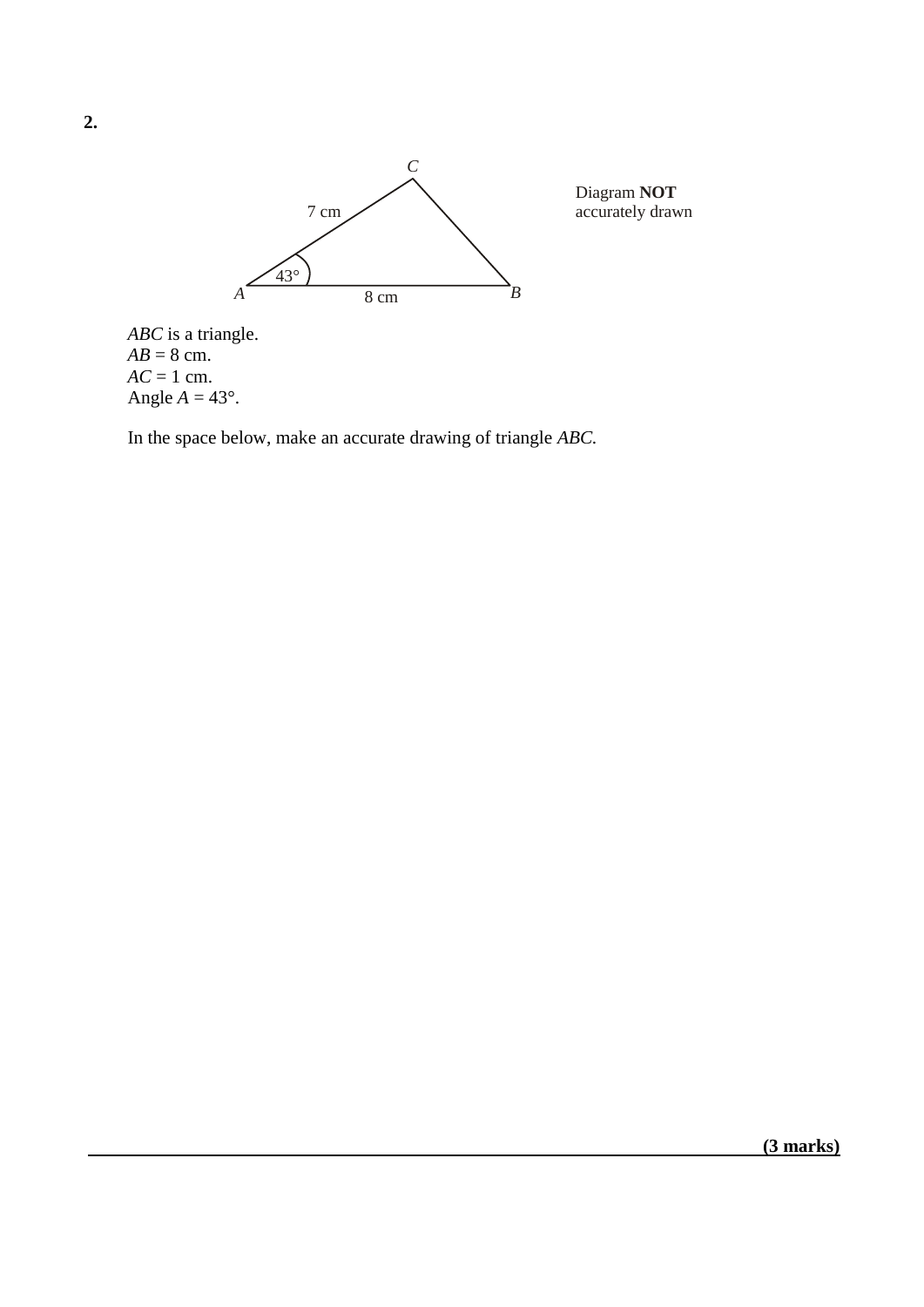**2.**

Diagram **NOT** accurately drawn

*ABC* is a triangle.
*AB* = 8 cm.
*AC* = 1 cm.
Angle *A* = 43°.

In the space below, make an accurate drawing of triangle *ABC*.

**(3 marks)**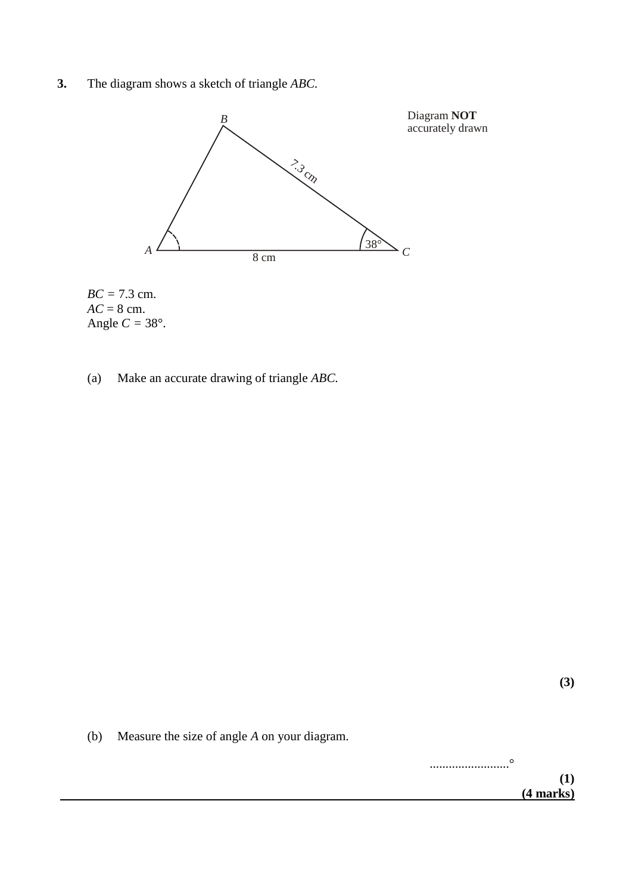**3.** The diagram shows a sketch of triangle *ABC*.

Diagram **NOT** accurately drawn

B

7.3 cm

38°

A 8 cm C

$BC$ = 7.3 cm.
$AC$ = 8 cm.
Angle $C$ = 38°.

(a) Make an accurate drawing of triangle *ABC*.

**(3)**

(b) Measure the size of angle *A* on your diagram.

..........................°

**(1)**

**(4 marks)**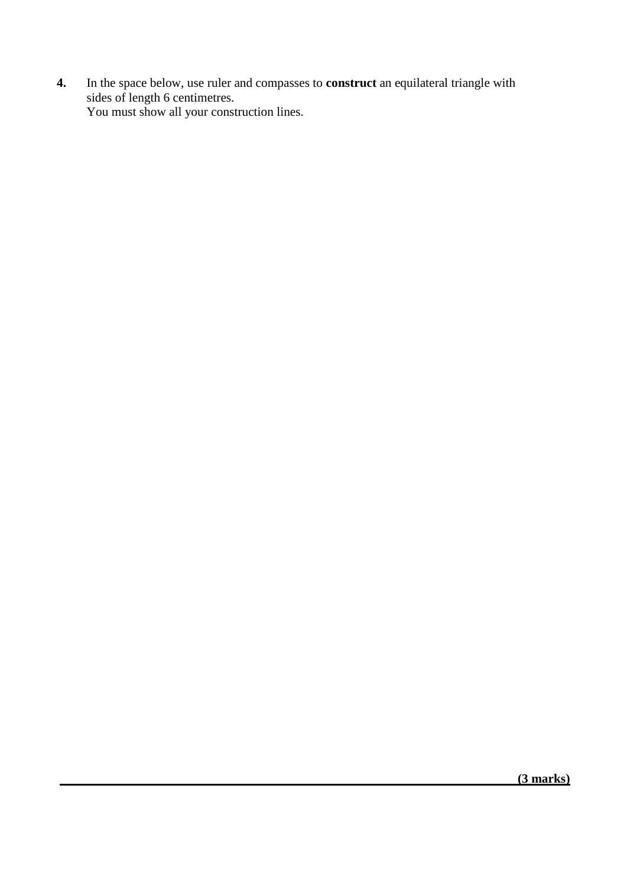**4.** In the space below, use ruler and compasses to **construct** an equilateral triangle with sides of length 6 centimetres.
You must show all your construction lines.

**(3 marks)**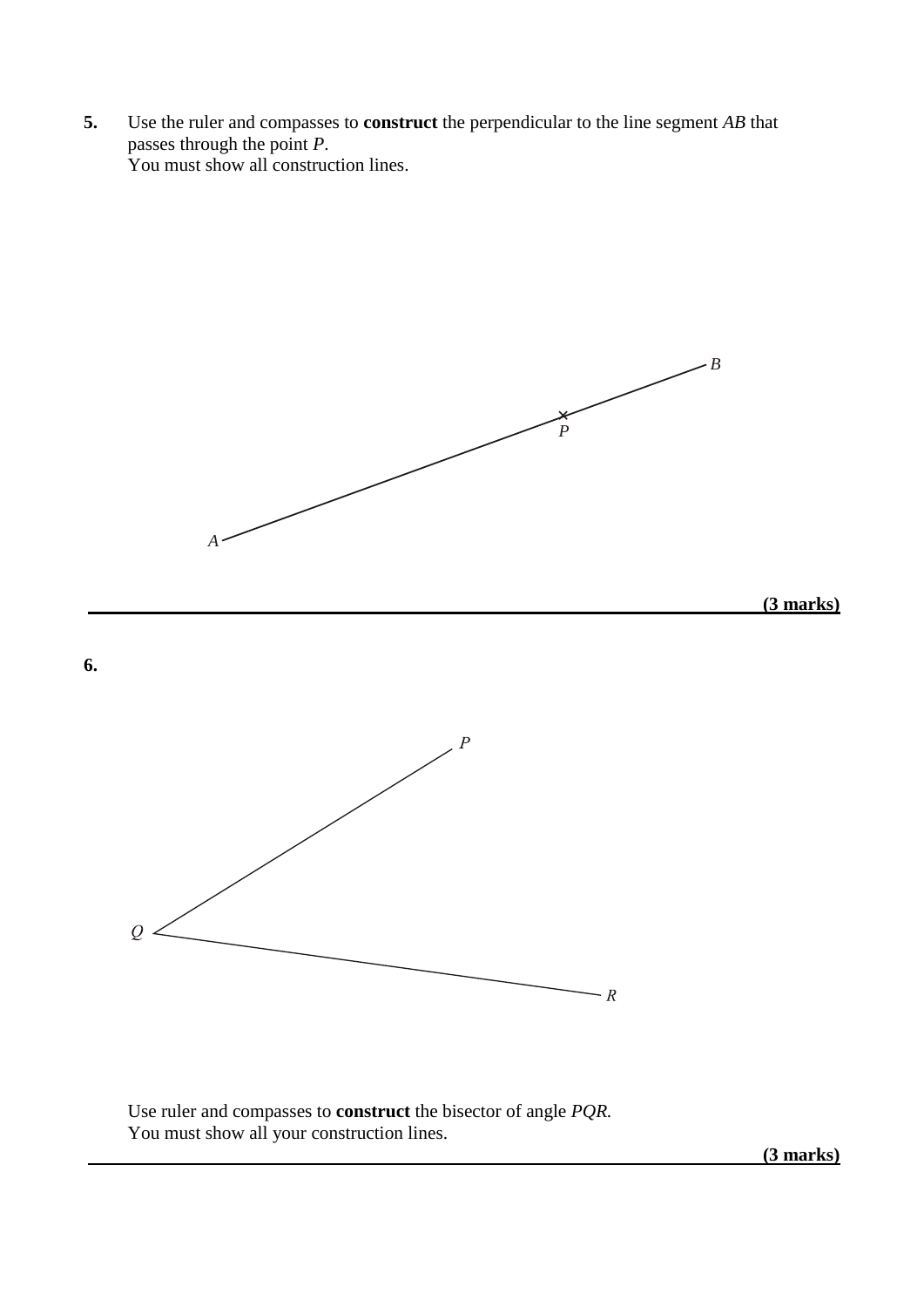**5.** Use the ruler and compasses to **construct** the perpendicular to the line segment *AB* that passes through the point *P*.
You must show all construction lines.

**(3 marks)**

---

**6.**

Use ruler and compasses to **construct** the bisector of angle *PQR.*
You must show all your construction lines.

**(3 marks)**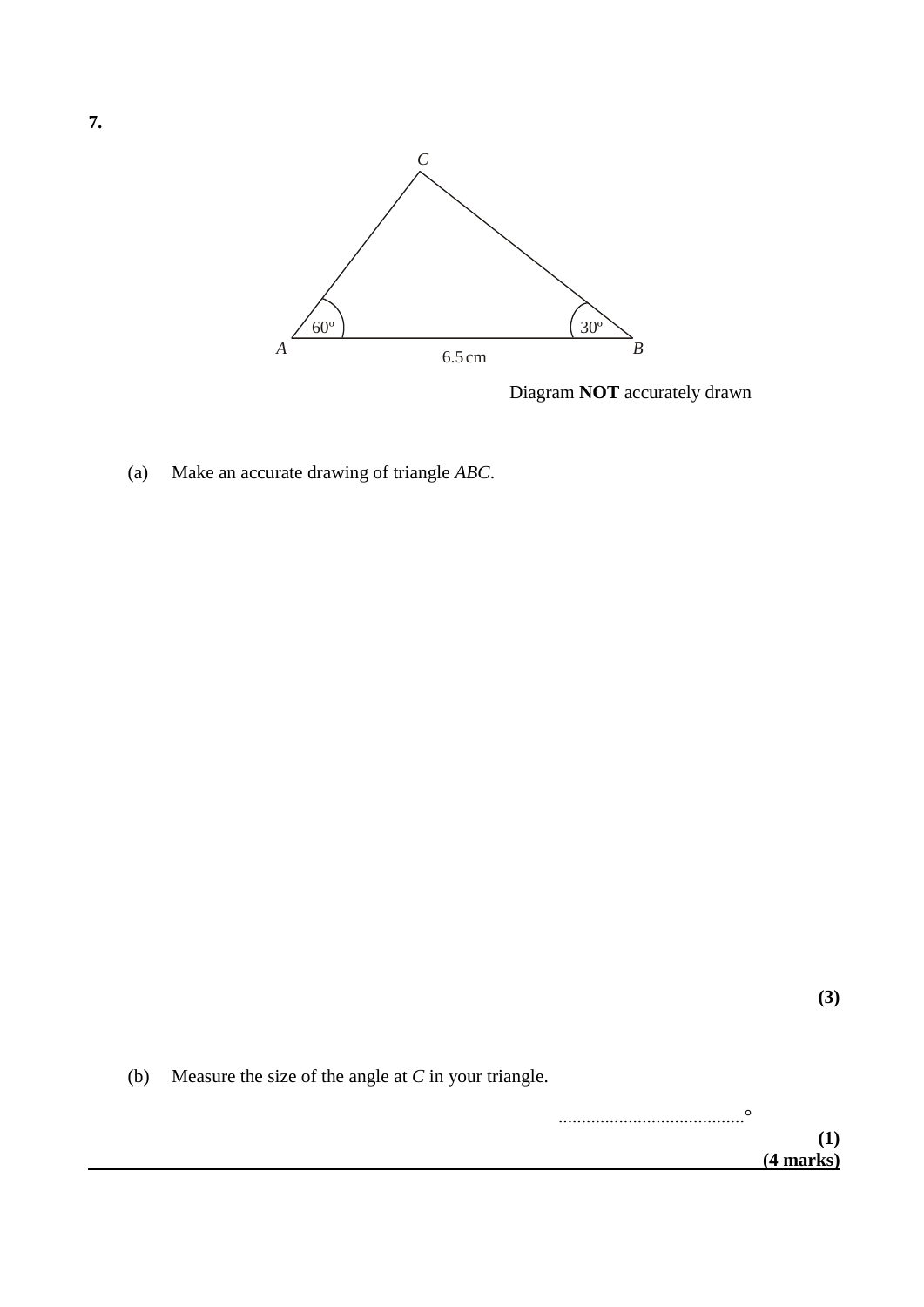**7.**

Diagram **NOT** accurately drawn

(a) Make an accurate drawing of triangle *ABC*.

**(3)**

(b) Measure the size of the angle at *C* in your triangle.

..........................................°

**(1)**

**(4 marks)**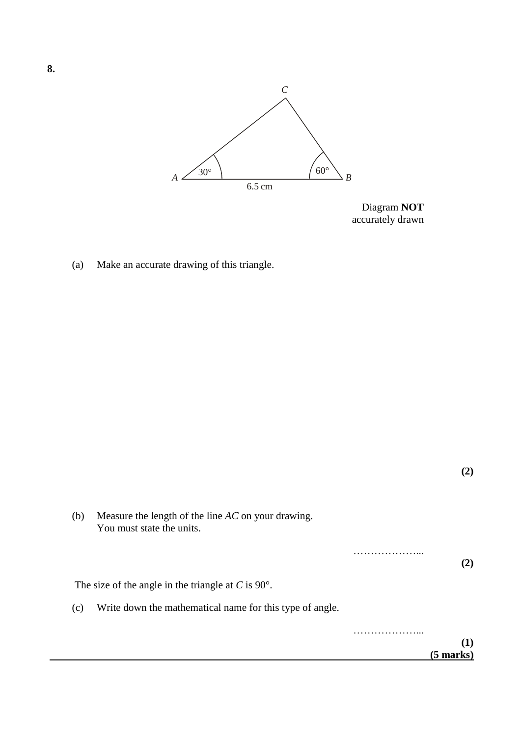**8.**

Diagram **NOT** accurately drawn

(a) Make an accurate drawing of this triangle.

**(2)**

(b) Measure the length of the line $AC$ on your drawing.
You must state the units.

………………...

**(2)**

The size of the angle in the triangle at $C$ is 90°.

(c) Write down the mathematical name for this type of angle.

………………...

**(1)**

**(5 marks)**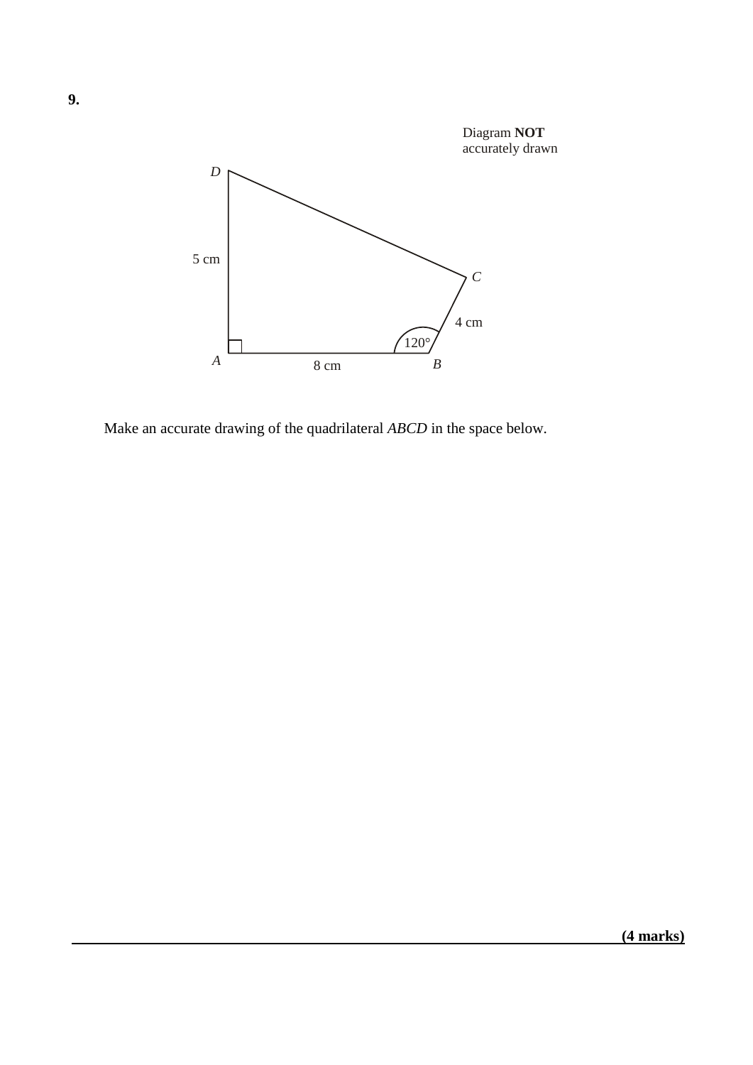**9.**

Diagram **NOT** accurately drawn

D

5 cm

C

4 cm

120°

A

8 cm

B

Make an accurate drawing of the quadrilateral *ABCD* in the space below.

**(4 marks)**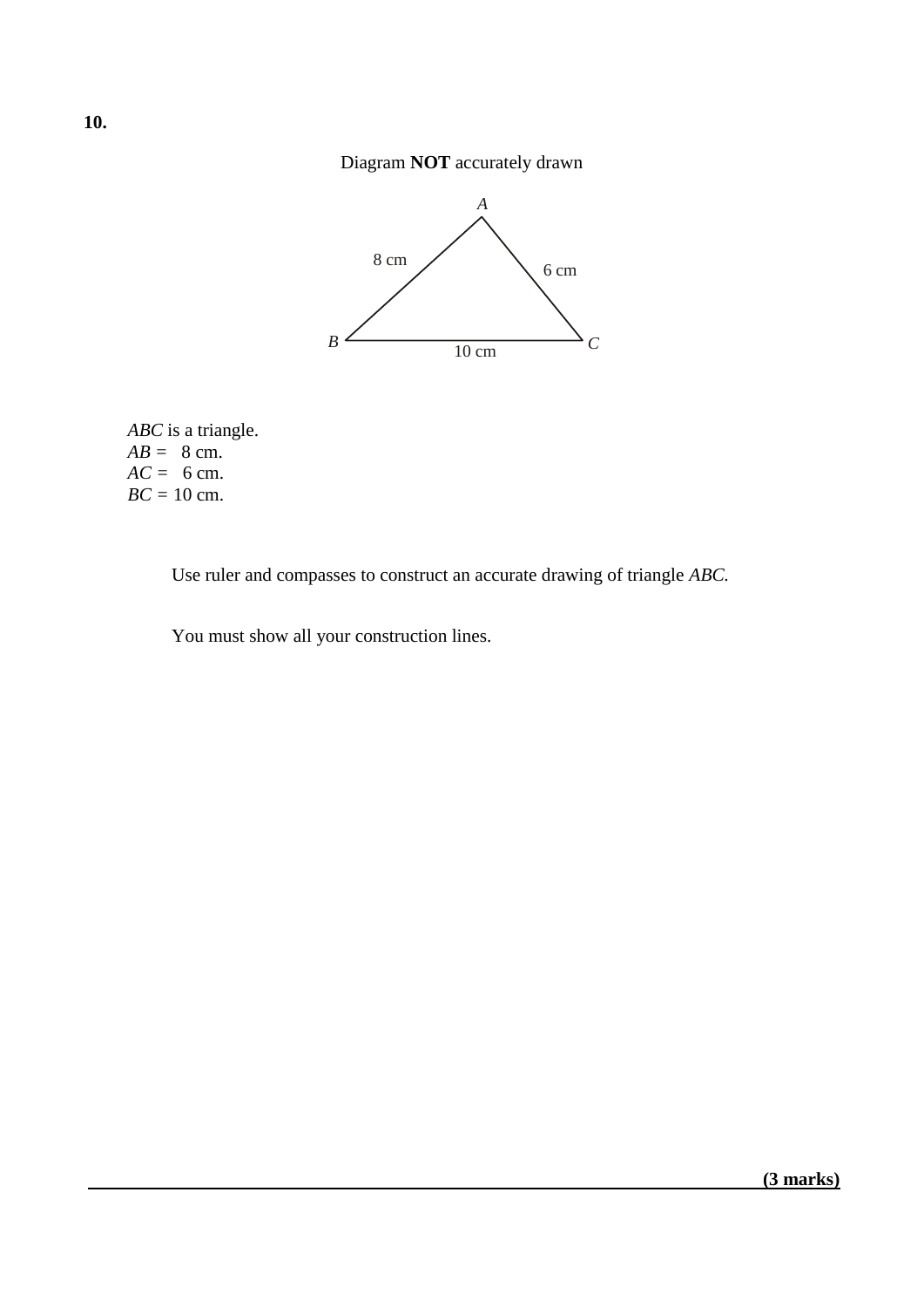**10.**

Diagram **NOT** accurately drawn

*ABC* is a triangle.
$AB = 8$ cm.
$AC = 6$ cm.
$BC = 10$ cm.

Use ruler and compasses to construct an accurate drawing of triangle *ABC.*

You must show all your construction lines.

**(3 marks)**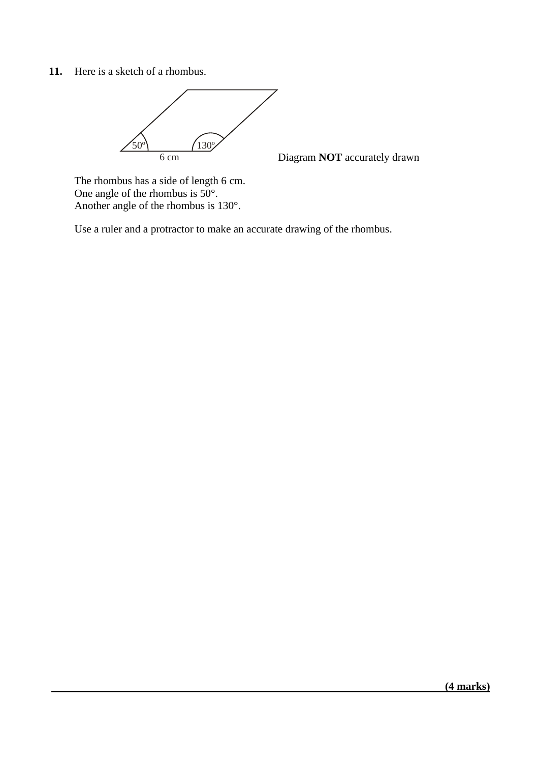**11.** Here is a sketch of a rhombus.

50°
130°
6 cm

Diagram **NOT** accurately drawn

The rhombus has a side of length 6 cm.
One angle of the rhombus is 50°.
Another angle of the rhombus is 130°.

Use a ruler and a protractor to make an accurate drawing of the rhombus.

**(4 marks)**